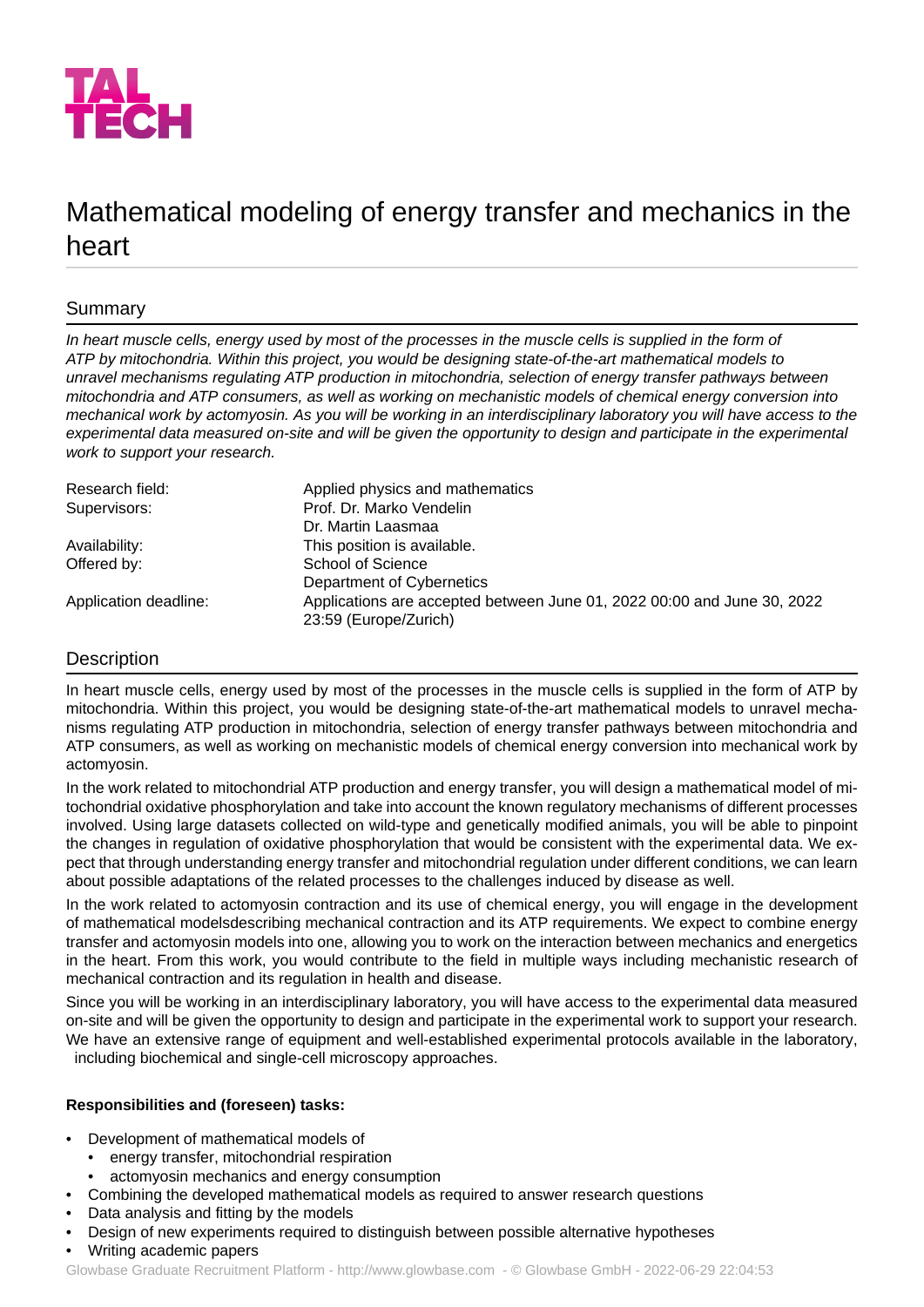TAL TECH

# Mathematical modeling of energy transfer and mechanics in the heart

## Summary

*In heart muscle cells, energy used by most of the processes in the muscle cells is supplied in the form of ATP by mitochondria. Within this project, you would be designing state-of-the-art mathematical models to unravel mechanisms regulating ATP production in mitochondria, selection of energy transfer pathways between mitochondria and ATP consumers, as well as working on mechanistic models of chemical energy conversion into mechanical work by actomyosin. As you will be working in an interdisciplinary laboratory you will have access to the experimental data measured on-site and will be given the opportunity to design and participate in the experimental work to support your research.*

| | |
|---|---|
| Research field: | Applied physics and mathematics |
| Supervisors: | Prof. Dr. Marko Vendelin<br>Dr. Martin Laasmaa |
| Availability: | This position is available. |
| Offered by: | School of Science<br>Department of Cybernetics |
| Application deadline: | Applications are accepted between June 01, 2022 00:00 and June 30, 2022 23:59 (Europe/Zurich) |

## Description

In heart muscle cells, energy used by most of the processes in the muscle cells is supplied in the form of ATP by mitochondria. Within this project, you would be designing state-of-the-art mathematical models to unravel mechanisms regulating ATP production in mitochondria, selection of energy transfer pathways between mitochondria and ATP consumers, as well as working on mechanistic models of chemical energy conversion into mechanical work by actomyosin.

In the work related to mitochondrial ATP production and energy transfer, you will design a mathematical model of mitochondrial oxidative phosphorylation and take into account the known regulatory mechanisms of different processes involved. Using large datasets collected on wild-type and genetically modified animals, you will be able to pinpoint the changes in regulation of oxidative phosphorylation that would be consistent with the experimental data. We expect that through understanding energy transfer and mitochondrial regulation under different conditions, we can learn about possible adaptations of the related processes to the challenges induced by disease as well.

In the work related to actomyosin contraction and its use of chemical energy, you will engage in the development of mathematical modelsdescribing mechanical contraction and its ATP requirements. We expect to combine energy transfer and actomyosin models into one, allowing you to work on the interaction between mechanics and energetics in the heart. From this work, you would contribute to the field in multiple ways including mechanistic research of mechanical contraction and its regulation in health and disease.

Since you will be working in an interdisciplinary laboratory, you will have access to the experimental data measured on-site and will be given the opportunity to design and participate in the experimental work to support your research. We have an extensive range of equipment and well-established experimental protocols available in the laboratory, including biochemical and single-cell microscopy approaches.

**Responsibilities and (foreseen) tasks:**

- Development of mathematical models of
  - energy transfer, mitochondrial respiration
  - actomyosin mechanics and energy consumption
- Combining the developed mathematical models as required to answer research questions
- Data analysis and fitting by the models
- Design of new experiments required to distinguish between possible alternative hypotheses
- Writing academic papers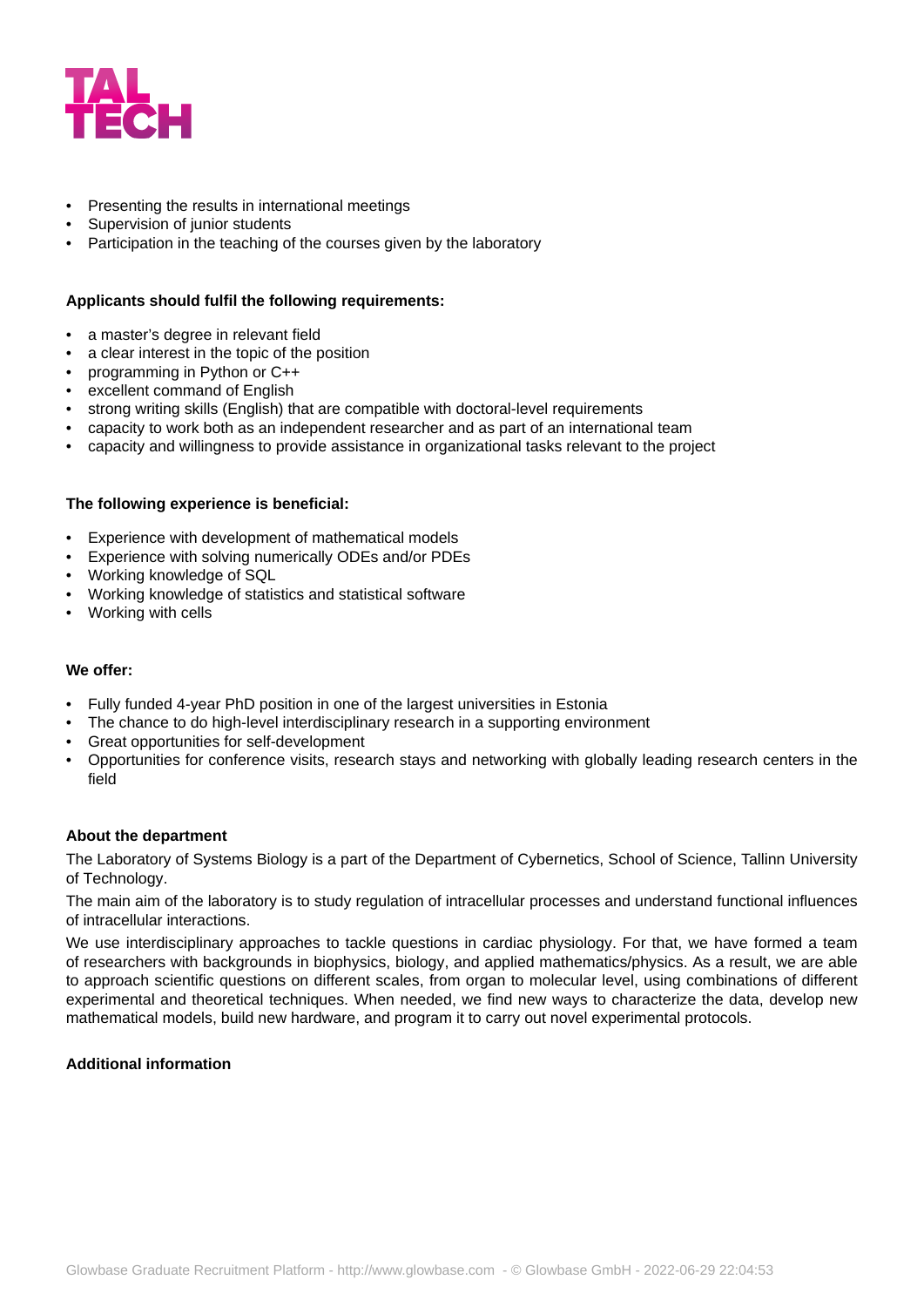- Presenting the results in international meetings
- Supervision of junior students
- Participation in the teaching of the courses given by the laboratory

**Applicants should fulfil the following requirements:**

- a master's degree in relevant field
- a clear interest in the topic of the position
- programming in Python or C++
- excellent command of English
- strong writing skills (English) that are compatible with doctoral-level requirements
- capacity to work both as an independent researcher and as part of an international team
- capacity and willingness to provide assistance in organizational tasks relevant to the project

**The following experience is beneficial:**

- Experience with development of mathematical models
- Experience with solving numerically ODEs and/or PDEs
- Working knowledge of SQL
- Working knowledge of statistics and statistical software
- Working with cells

**We offer:**

- Fully funded 4-year PhD position in one of the largest universities in Estonia
- The chance to do high-level interdisciplinary research in a supporting environment
- Great opportunities for self-development
- Opportunities for conference visits, research stays and networking with globally leading research centers in the field

**About the department**

The Laboratory of Systems Biology is a part of the Department of Cybernetics, School of Science, Tallinn University of Technology.

The main aim of the laboratory is to study regulation of intracellular processes and understand functional influences of intracellular interactions.

We use interdisciplinary approaches to tackle questions in cardiac physiology. For that, we have formed a team of researchers with backgrounds in biophysics, biology, and applied mathematics/physics. As a result, we are able to approach scientific questions on different scales, from organ to molecular level, using combinations of different experimental and theoretical techniques. When needed, we find new ways to characterize the data, develop new mathematical models, build new hardware, and program it to carry out novel experimental protocols.

**Additional information**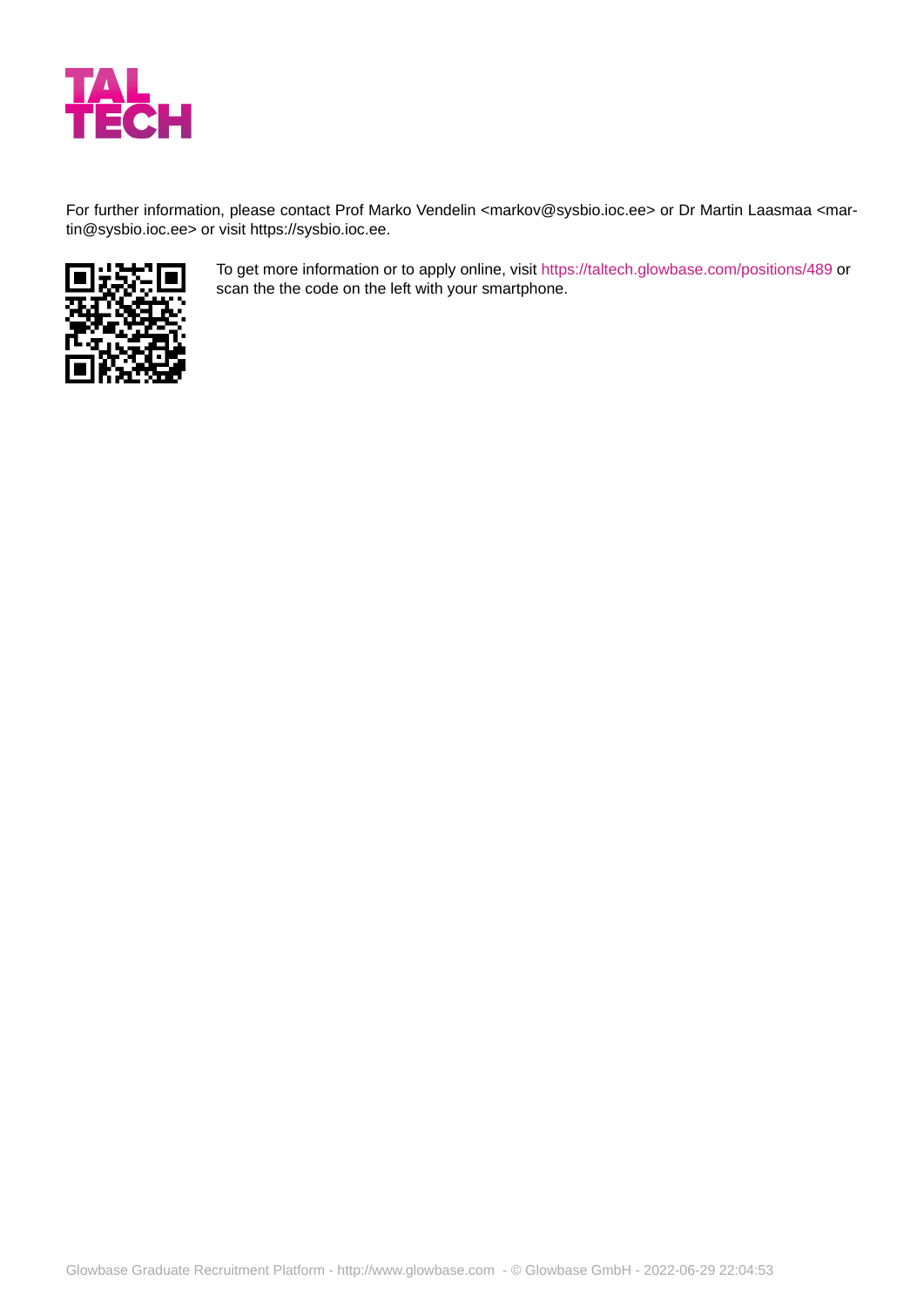For further information, please contact Prof Marko Vendelin <markov@sysbio.ioc.ee> or Dr Martin Laasmaa <martin@sysbio.ioc.ee> or visit https://sysbio.ioc.ee.

To get more information or to apply online, visit https://taltech.glowbase.com/positions/489 or scan the the code on the left with your smartphone.